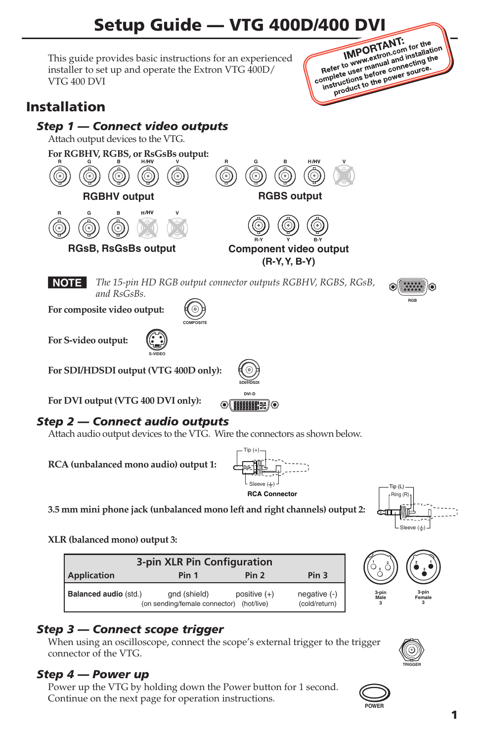# Setup Guide — VTG 400D/400 DVI

This guide provides basic instructions for an experienced installer to set up and operate the Extron VTG 400D/ VTG 400 DVI

**IMPORTANT:** Refer to www.extron.com for the complete user manual and installation instructions before connecting the product to the power source.

## Installation

### *Step 1 — Connect video outputs*

Attach output devices to the VTG.

**For RGBHV, RGBS, or RsGsBs output:**

R G B H/HV V

**RGBHV output**

R G B H/HV V

**RGBS output**

R G B H/HV V

**RGsB, RsGsBs output**

R-Y Y B-Y

**Component video output (R-Y, Y, B-Y)**

**NOTE** *The 15-pin HD RGB output connector outputs RGBHV, RGBS, RGsB, and RsGsBs.*

RGB

**For composite video output:** COMPOSITE

**For S-video output:** S-VIDEO

**For SDI/HDSDI output (VTG 400D only):** SDI/HDSDI

**For DVI output (VTG 400 DVI only):** DVI-D

### *Step 2 — Connect audio outputs*

Attach audio output devices to the VTG. Wire the connectors as shown below.

**RCA (unbalanced mono audio) output 1:**

Tip (+)
Sleeve (⏚)
**RCA Connector**

**3.5 mm mini phone jack (unbalanced mono left and right channels) output 2:**

Tip (L)
Ring (R)
Sleeve (⏚)

**XLR (balanced mono) output 3:**

| 3-pin XLR Pin Configuration | | | |
|---|---|---|---|
| Application | Pin 1 | Pin 2 | Pin 3 |
| **Balanced audio** (std.) | gnd (shield) (on sending/female connector) | positive (+) (hot/live) | negative (-) (cold/return) |

3-pin Male 3 &nbsp;&nbsp; 3-pin Female 3

### *Step 3 — Connect scope trigger*

When using an oscilloscope, connect the scope's external trigger to the trigger connector of the VTG.

TRIGGER

### *Step 4 — Power up*

Power up the VTG by holding down the Power button for 1 second. Continue on the next page for operation instructions.

POWER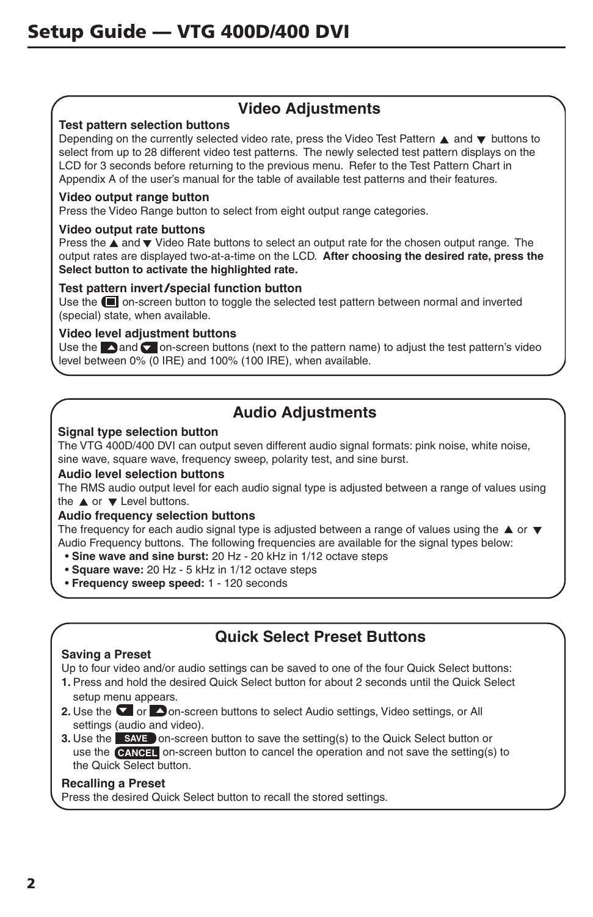# Setup Guide — VTG 400D/400 DVI

## Video Adjustments

**Test pattern selection buttons**

Depending on the currently selected video rate, press the Video Test Pattern ▲ and ▼ buttons to select from up to 28 different video test patterns. The newly selected test pattern displays on the LCD for 3 seconds before returning to the previous menu. Refer to the Test Pattern Chart in Appendix A of the user's manual for the table of available test patterns and their features.

**Video output range button**

Press the Video Range button to select from eight output range categories.

**Video output rate buttons**

Press the ▲ and ▼ Video Rate buttons to select an output rate for the chosen output range. The output rates are displayed two-at-a-time on the LCD. **After choosing the desired rate, press the Select button to activate the highlighted rate.**

**Test pattern invert/special function button**

Use the ▣ on-screen button to toggle the selected test pattern between normal and inverted (special) state, when available.

**Video level adjustment buttons**

Use the ▲ and ▼ on-screen buttons (next to the pattern name) to adjust the test pattern's video level between 0% (0 IRE) and 100% (100 IRE), when available.

## Audio Adjustments

**Signal type selection button**

The VTG 400D/400 DVI can output seven different audio signal formats: pink noise, white noise, sine wave, square wave, frequency sweep, polarity test, and sine burst.

**Audio level selection buttons**

The RMS audio output level for each audio signal type is adjusted between a range of values using the ▲ or ▼ Level buttons.

**Audio frequency selection buttons**

The frequency for each audio signal type is adjusted between a range of values using the ▲ or ▼ Audio Frequency buttons. The following frequencies are available for the signal types below:

- **Sine wave and sine burst:** 20 Hz - 20 kHz in 1/12 octave steps
- **Square wave:** 20 Hz - 5 kHz in 1/12 octave steps
- **Frequency sweep speed:** 1 - 120 seconds

## Quick Select Preset Buttons

**Saving a Preset**

Up to four video and/or audio settings can be saved to one of the four Quick Select buttons:

1. Press and hold the desired Quick Select button for about 2 seconds until the Quick Select setup menu appears.
2. Use the ▼ or ▲ on-screen buttons to select Audio settings, Video settings, or All settings (audio and video).
3. Use the SAVE on-screen button to save the setting(s) to the Quick Select button or use the CANCEL on-screen button to cancel the operation and not save the setting(s) to the Quick Select button.

**Recalling a Preset**

Press the desired Quick Select button to recall the stored settings.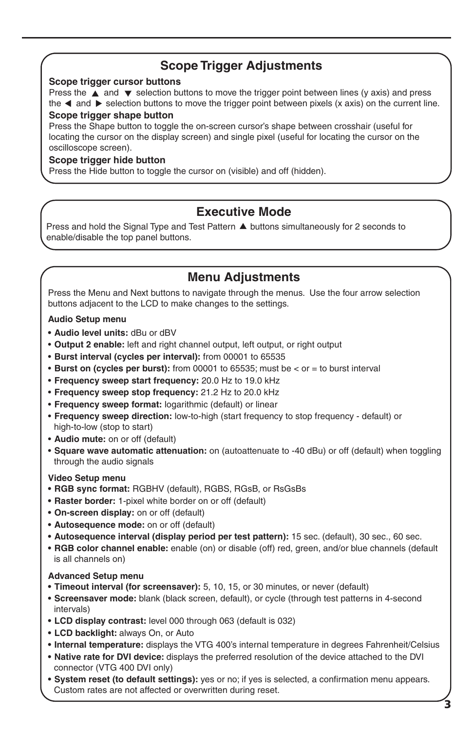## Scope Trigger Adjustments

**Scope trigger cursor buttons**

Press the ▲ and ▼ selection buttons to move the trigger point between lines (y axis) and press the ◀ and ▶ selection buttons to move the trigger point between pixels (x axis) on the current line.

**Scope trigger shape button**

Press the Shape button to toggle the on-screen cursor's shape between crosshair (useful for locating the cursor on the display screen) and single pixel (useful for locating the cursor on the oscilloscope screen).

**Scope trigger hide button**

Press the Hide button to toggle the cursor on (visible) and off (hidden).

## Executive Mode

Press and hold the Signal Type and Test Pattern ▲ buttons simultaneously for 2 seconds to enable/disable the top panel buttons.

## Menu Adjustments

Press the Menu and Next buttons to navigate through the menus. Use the four arrow selection buttons adjacent to the LCD to make changes to the settings.

**Audio Setup menu**

- **Audio level units:** dBu or dBV
- **Output 2 enable:** left and right channel output, left output, or right output
- **Burst interval (cycles per interval):** from 00001 to 65535
- **Burst on (cycles per burst):** from 00001 to 65535; must be < or = to burst interval
- **Frequency sweep start frequency:** 20.0 Hz to 19.0 kHz
- **Frequency sweep stop frequency:** 21.2 Hz to 20.0 kHz
- **Frequency sweep format:** logarithmic (default) or linear
- **Frequency sweep direction:** low-to-high (start frequency to stop frequency - default) or high-to-low (stop to start)
- **Audio mute:** on or off (default)
- **Square wave automatic attenuation:** on (autoattenuate to -40 dBu) or off (default) when toggling through the audio signals

**Video Setup menu**

- **RGB sync format:** RGBHV (default), RGBS, RGsB, or RsGsBs
- **Raster border:** 1-pixel white border on or off (default)
- **On-screen display:** on or off (default)
- **Autosequence mode:** on or off (default)
- **Autosequence interval (display period per test pattern):** 15 sec. (default), 30 sec., 60 sec.
- **RGB color channel enable:** enable (on) or disable (off) red, green, and/or blue channels (default is all channels on)

**Advanced Setup menu**

- **Timeout interval (for screensaver):** 5, 10, 15, or 30 minutes, or never (default)
- **Screensaver mode:** blank (black screen, default), or cycle (through test patterns in 4-second intervals)
- **LCD display contrast:** level 000 through 063 (default is 032)
- **LCD backlight:** always On, or Auto
- **Internal temperature:** displays the VTG 400's internal temperature in degrees Fahrenheit/Celsius
- **Native rate for DVI device:** displays the preferred resolution of the device attached to the DVI connector (VTG 400 DVI only)
- **System reset (to default settings):** yes or no; if yes is selected, a confirmation menu appears. Custom rates are not affected or overwritten during reset.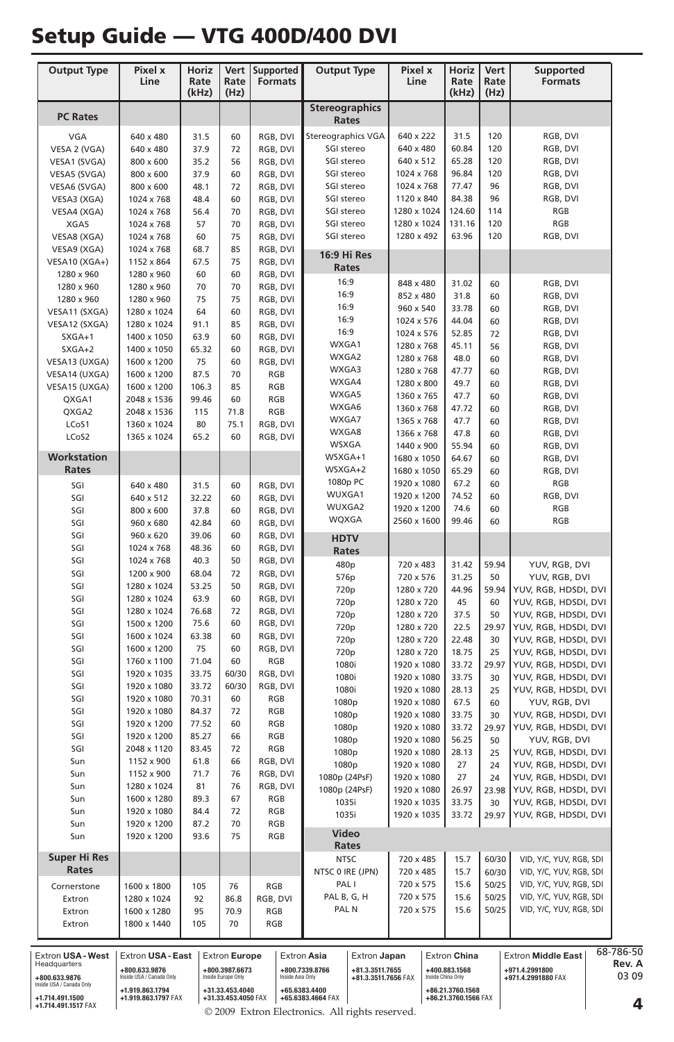# Setup Guide — VTG 400D/400 DVI

| Output Type | Pixel x Line | Horiz Rate (kHz) | Vert Rate (Hz) | Supported Formats |
|---|---|---|---|---|
| **PC Rates** | | | | |
| VGA | 640 x 480 | 31.5 | 60 | RGB, DVI |
| VESA 2 (VGA) | 640 x 480 | 37.9 | 72 | RGB, DVI |
| VESA1 (SVGA) | 800 x 600 | 35.2 | 56 | RGB, DVI |
| VESA5 (SVGA) | 800 x 600 | 37.9 | 60 | RGB, DVI |
| VESA6 (SVGA) | 800 x 600 | 48.1 | 72 | RGB, DVI |
| VESA3 (XGA) | 1024 x 768 | 48.4 | 60 | RGB, DVI |
| VESA4 (XGA) | 1024 x 768 | 56.4 | 70 | RGB, DVI |
| XGA5 | 1024 x 768 | 57 | 70 | RGB, DVI |
| VESA8 (XGA) | 1024 x 768 | 60 | 75 | RGB, DVI |
| VESA9 (XGA) | 1024 x 768 | 68.7 | 85 | RGB, DVI |
| VESA10 (XGA+) | 1152 x 864 | 67.5 | 75 | RGB, DVI |
| 1280 x 960 | 1280 x 960 | 60 | 60 | RGB, DVI |
| 1280 x 960 | 1280 x 960 | 70 | 70 | RGB, DVI |
| 1280 x 960 | 1280 x 960 | 75 | 75 | RGB, DVI |
| VESA11 (SXGA) | 1280 x 1024 | 64 | 60 | RGB, DVI |
| VESA12 (SXGA) | 1280 x 1024 | 91.1 | 85 | RGB, DVI |
| SXGA+1 | 1400 x 1050 | 63.9 | 60 | RGB, DVI |
| SXGA+2 | 1400 x 1050 | 65.32 | 60 | RGB, DVI |
| VESA13 (UXGA) | 1600 x 1200 | 75 | 60 | RGB, DVI |
| VESA14 (UXGA) | 1600 x 1200 | 87.5 | 70 | RGB |
| VESA15 (UXGA) | 1600 x 1200 | 106.3 | 85 | RGB |
| QXGA1 | 2048 x 1536 | 99.46 | 60 | RGB |
| QXGA2 | 2048 x 1536 | 115 | 71.8 | RGB |
| LCoS1 | 1360 x 1024 | 80 | 75.1 | RGB, DVI |
| LCoS2 | 1365 x 1024 | 65.2 | 60 | RGB, DVI |
| **Workstation Rates** | | | | |
| SGI | 640 x 480 | 31.5 | 60 | RGB, DVI |
| SGI | 640 x 512 | 32.22 | 60 | RGB, DVI |
| SGI | 800 x 600 | 37.8 | 60 | RGB, DVI |
| SGI | 960 x 680 | 42.84 | 60 | RGB, DVI |
| SGI | 960 x 620 | 39.06 | 60 | RGB, DVI |
| SGI | 1024 x 768 | 48.36 | 60 | RGB, DVI |
| SGI | 1024 x 768 | 40.3 | 50 | RGB, DVI |
| SGI | 1200 x 900 | 68.04 | 72 | RGB, DVI |
| SGI | 1280 x 1024 | 53.25 | 50 | RGB, DVI |
| SGI | 1280 x 1024 | 63.9 | 60 | RGB, DVI |
| SGI | 1280 x 1024 | 76.68 | 72 | RGB, DVI |
| SGI | 1500 x 1200 | 75.6 | 60 | RGB, DVI |
| SGI | 1600 x 1024 | 63.38 | 60 | RGB, DVI |
| SGI | 1600 x 1200 | 75 | 60 | RGB, DVI |
| SGI | 1760 x 1100 | 71.04 | 60 | RGB |
| SGI | 1920 x 1035 | 33.75 | 60/30 | RGB, DVI |
| SGI | 1920 x 1080 | 33.72 | 60/30 | RGB, DVI |
| SGI | 1920 x 1080 | 70.31 | 60 | RGB |
| SGI | 1920 x 1080 | 84.37 | 72 | RGB |
| SGI | 1920 x 1200 | 77.52 | 60 | RGB |
| SGI | 1920 x 1200 | 85.27 | 66 | RGB |
| SGI | 2048 x 1120 | 83.45 | 72 | RGB |
| Sun | 1152 x 900 | 61.8 | 66 | RGB, DVI |
| Sun | 1152 x 900 | 71.7 | 76 | RGB, DVI |
| Sun | 1280 x 1024 | 81 | 76 | RGB, DVI |
| Sun | 1600 x 1280 | 89.3 | 67 | RGB |
| Sun | 1920 x 1080 | 84.4 | 72 | RGB |
| Sun | 1920 x 1200 | 87.2 | 70 | RGB |
| Sun | 1920 x 1200 | 93.6 | 75 | RGB |
| **Super Hi Res Rates** | | | | |
| Cornerstone | 1600 x 1800 | 105 | 76 | RGB |
| Extron | 1280 x 1024 | 92 | 86.8 | RGB, DVI |
| Extron | 1600 x 1280 | 95 | 70.9 | RGB |
| Extron | 1800 x 1440 | 105 | 70 | RGB |
| **Stereographics Rates** | | | | |
| Stereographics VGA | 640 x 222 | 31.5 | 120 | RGB, DVI |
| SGI stereo | 640 x 480 | 60.84 | 120 | RGB, DVI |
| SGI stereo | 640 x 512 | 65.28 | 120 | RGB, DVI |
| SGI stereo | 1024 x 768 | 96.84 | 120 | RGB, DVI |
| SGI stereo | 1024 x 768 | 77.47 | 96 | RGB, DVI |
| SGI stereo | 1120 x 840 | 84.38 | 96 | RGB, DVI |
| SGI stereo | 1280 x 1024 | 124.60 | 114 | RGB |
| SGI stereo | 1280 x 1024 | 131.16 | 120 | RGB |
| SGI stereo | 1280 x 492 | 63.96 | 120 | RGB, DVI |
| **16:9 Hi Res Rates** | | | | |
| 16:9 | 848 x 480 | 31.02 | 60 | RGB, DVI |
| 16:9 | 852 x 480 | 31.8 | 60 | RGB, DVI |
| 16:9 | 960 x 540 | 33.78 | 60 | RGB, DVI |
| 16:9 | 1024 x 576 | 44.04 | 60 | RGB, DVI |
| 16:9 | 1024 x 576 | 52.85 | 72 | RGB, DVI |
| WXGA1 | 1280 x 768 | 45.11 | 56 | RGB, DVI |
| WXGA2 | 1280 x 768 | 48.0 | 60 | RGB, DVI |
| WXGA3 | 1280 x 768 | 47.77 | 60 | RGB, DVI |
| WXGA4 | 1280 x 800 | 49.7 | 60 | RGB, DVI |
| WXGA5 | 1360 x 765 | 47.7 | 60 | RGB, DVI |
| WXGA6 | 1360 x 768 | 47.72 | 60 | RGB, DVI |
| WXGA7 | 1365 x 768 | 47.7 | 60 | RGB, DVI |
| WXGA8 | 1366 x 768 | 47.8 | 60 | RGB, DVI |
| WSXGA | 1440 x 900 | 55.94 | 60 | RGB, DVI |
| WSXGA+1 | 1680 x 1050 | 64.67 | 60 | RGB, DVI |
| WSXGA+2 | 1680 x 1050 | 65.29 | 60 | RGB, DVI |
| 1080p PC | 1920 x 1080 | 67.2 | 60 | RGB |
| WUXGA1 | 1920 x 1200 | 74.52 | 60 | RGB, DVI |
| WUXGA2 | 1920 x 1200 | 74.6 | 60 | RGB |
| WQXGA | 2560 x 1600 | 99.46 | 60 | RGB |
| **HDTV Rates** | | | | |
| 480p | 720 x 483 | 31.42 | 59.94 | YUV, RGB, DVI |
| 576p | 720 x 576 | 31.25 | 50 | YUV, RGB, DVI |
| 720p | 1280 x 720 | 44.96 | 59.94 | YUV, RGB, HDSDI, DVI |
| 720p | 1280 x 720 | 45 | 60 | YUV, RGB, HDSDI, DVI |
| 720p | 1280 x 720 | 37.5 | 50 | YUV, RGB, HDSDI, DVI |
| 720p | 1280 x 720 | 22.5 | 29.97 | YUV, RGB, HDSDI, DVI |
| 720p | 1280 x 720 | 22.48 | 30 | YUV, RGB, HDSDI, DVI |
| 720p | 1280 x 720 | 18.75 | 25 | YUV, RGB, HDSDI, DVI |
| 1080i | 1920 x 1080 | 33.72 | 29.97 | YUV, RGB, HDSDI, DVI |
| 1080i | 1920 x 1080 | 33.75 | 30 | YUV, RGB, HDSDI, DVI |
| 1080i | 1920 x 1080 | 28.13 | 25 | YUV, RGB, HDSDI, DVI |
| 1080p | 1920 x 1080 | 67.5 | 60 | YUV, RGB, DVI |
| 1080p | 1920 x 1080 | 33.75 | 30 | YUV, RGB, HDSDI, DVI |
| 1080p | 1920 x 1080 | 33.72 | 29.97 | YUV, RGB, HDSDI, DVI |
| 1080p | 1920 x 1080 | 56.25 | 50 | YUV, RGB, DVI |
| 1080p | 1920 x 1080 | 28.13 | 25 | YUV, RGB, HDSDI, DVI |
| 1080p | 1920 x 1080 | 27 | 24 | YUV, RGB, HDSDI, DVI |
| 1080p (24PsF) | 1920 x 1080 | 27 | 24 | YUV, RGB, HDSDI, DVI |
| 1080p (24PsF) | 1920 x 1080 | 26.97 | 23.98 | YUV, RGB, HDSDI, DVI |
| 1035i | 1920 x 1035 | 33.75 | 30 | YUV, RGB, HDSDI, DVI |
| 1035i | 1920 x 1035 | 33.72 | 29.97 | YUV, RGB, HDSDI, DVI |
| **Video Rates** | | | | |
| NTSC | 720 x 485 | 15.7 | 60/30 | VID, Y/C, YUV, RGB, SDI |
| NTSC 0 IRE (JPN) | 720 x 485 | 15.7 | 60/30 | VID, Y/C, YUV, RGB, SDI |
| PAL I | 720 x 575 | 15.6 | 50/25 | VID, Y/C, YUV, RGB, SDI |
| PAL B, G, H | 720 x 575 | 15.6 | 50/25 | VID, Y/C, YUV, RGB, SDI |
| PAL N | 720 x 575 | 15.6 | 50/25 | VID, Y/C, YUV, RGB, SDI |

| Extron **USA - West** Headquarters | Extron **USA - East** | Extron **Europe** | Extron **Asia** | Extron **Japan** | Extron **China** | Extron **Middle East** |
|---|---|---|---|---|---|---|
| **+800.633.9876** Inside USA / Canada Only | **+800.633.9876** Inside USA / Canada Only | **+800.3987.6673** Inside Europe Only | **+800.7339.8766** Inside Asia Only | **+81.3.3511.7655** | **+400.883.1568** Inside China Only | **+971.4.2991800** |
| **+1.714.491.1500** | **+1.919.863.1794** | **+31.33.453.4040** | **+65.6383.4400** | **+81.3.3511.7656** FAX | **+86.21.3760.1568** | **+971.4.2991880** FAX |
| **+1.714.491.1517** FAX | **+1.919.863.1797** FAX | **+31.33.453.4050** FAX | **+65.6383.4664** FAX | | **+86.21.3760.1566** FAX | |

68-786-50
**Rev. A**
03 09

© 2009 Extron Electronics. All rights reserved.